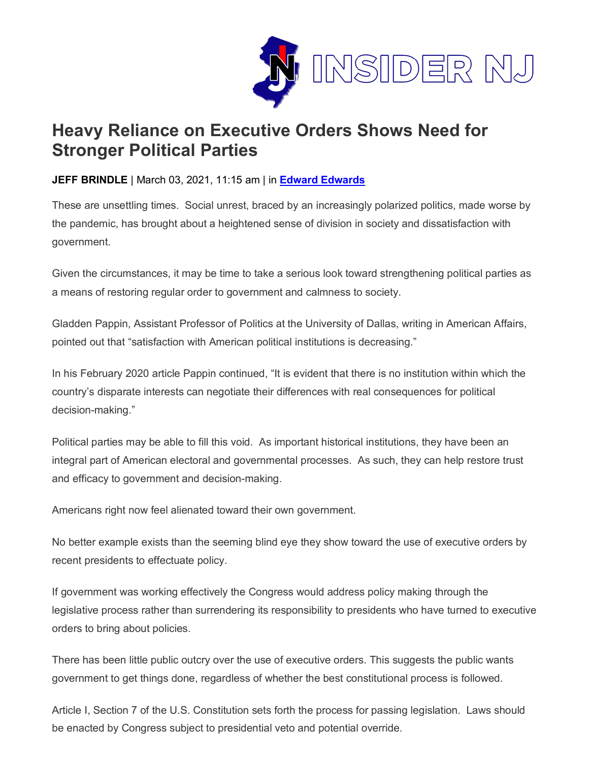# Heavy Reliance on Executive Orders Shows Need for Stronger Political Parties

**JEFF BRINDLE** | March 03, 2021, 11:15 am | in **Edward Edwards**

These are unsettling times. Social unrest, braced by an increasingly polarized politics, made worse by the pandemic, has brought about a heightened sense of division in society and dissatisfaction with government.

Given the circumstances, it may be time to take a serious look toward strengthening political parties as a means of restoring regular order to government and calmness to society.

Gladden Pappin, Assistant Professor of Politics at the University of Dallas, writing in American Affairs, pointed out that "satisfaction with American political institutions is decreasing."

In his February 2020 article Pappin continued, "It is evident that there is no institution within which the country's disparate interests can negotiate their differences with real consequences for political decision-making."

Political parties may be able to fill this void. As important historical institutions, they have been an integral part of American electoral and governmental processes. As such, they can help restore trust and efficacy to government and decision-making.

Americans right now feel alienated toward their own government.

No better example exists than the seeming blind eye they show toward the use of executive orders by recent presidents to effectuate policy.

If government was working effectively the Congress would address policy making through the legislative process rather than surrendering its responsibility to presidents who have turned to executive orders to bring about policies.

There has been little public outcry over the use of executive orders. This suggests the public wants government to get things done, regardless of whether the best constitutional process is followed.

Article I, Section 7 of the U.S. Constitution sets forth the process for passing legislation. Laws should be enacted by Congress subject to presidential veto and potential override.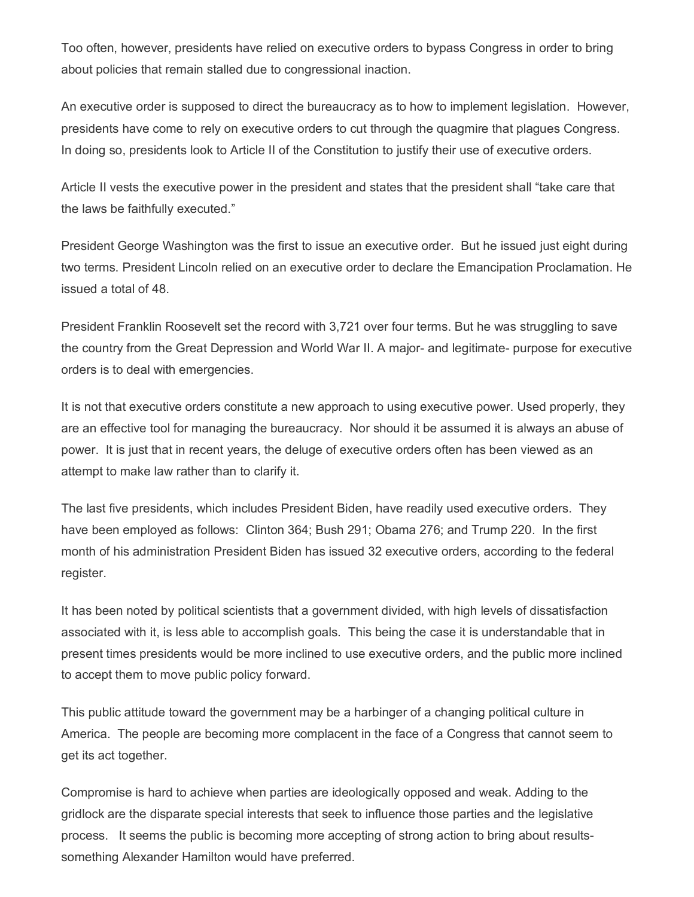Too often, however, presidents have relied on executive orders to bypass Congress in order to bring about policies that remain stalled due to congressional inaction.

An executive order is supposed to direct the bureaucracy as to how to implement legislation. However, presidents have come to rely on executive orders to cut through the quagmire that plagues Congress. In doing so, presidents look to Article II of the Constitution to justify their use of executive orders.

Article II vests the executive power in the president and states that the president shall "take care that the laws be faithfully executed."

President George Washington was the first to issue an executive order. But he issued just eight during two terms. President Lincoln relied on an executive order to declare the Emancipation Proclamation. He issued a total of 48.

President Franklin Roosevelt set the record with 3,721 over four terms. But he was struggling to save the country from the Great Depression and World War II. A major- and legitimate- purpose for executive orders is to deal with emergencies.

It is not that executive orders constitute a new approach to using executive power. Used properly, they are an effective tool for managing the bureaucracy. Nor should it be assumed it is always an abuse of power. It is just that in recent years, the deluge of executive orders often has been viewed as an attempt to make law rather than to clarify it.

The last five presidents, which includes President Biden, have readily used executive orders. They have been employed as follows: Clinton 364; Bush 291; Obama 276; and Trump 220. In the first month of his administration President Biden has issued 32 executive orders, according to the federal register.

It has been noted by political scientists that a government divided, with high levels of dissatisfaction associated with it, is less able to accomplish goals. This being the case it is understandable that in present times presidents would be more inclined to use executive orders, and the public more inclined to accept them to move public policy forward.

This public attitude toward the government may be a harbinger of a changing political culture in America. The people are becoming more complacent in the face of a Congress that cannot seem to get its act together.

Compromise is hard to achieve when parties are ideologically opposed and weak. Adding to the gridlock are the disparate special interests that seek to influence those parties and the legislative process. It seems the public is becoming more accepting of strong action to bring about results- something Alexander Hamilton would have preferred.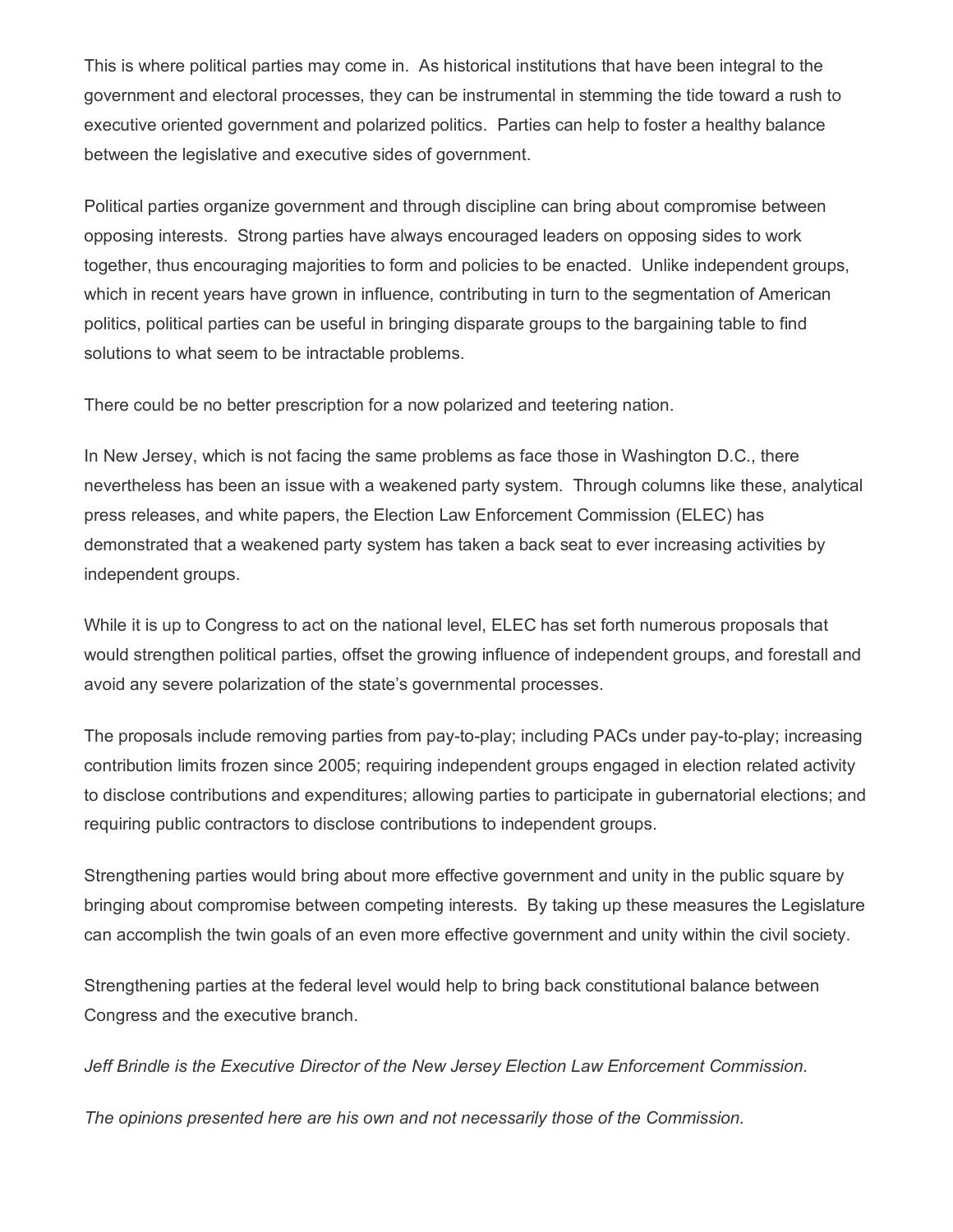This is where political parties may come in. As historical institutions that have been integral to the government and electoral processes, they can be instrumental in stemming the tide toward a rush to executive oriented government and polarized politics. Parties can help to foster a healthy balance between the legislative and executive sides of government.

Political parties organize government and through discipline can bring about compromise between opposing interests. Strong parties have always encouraged leaders on opposing sides to work together, thus encouraging majorities to form and policies to be enacted. Unlike independent groups, which in recent years have grown in influence, contributing in turn to the segmentation of American politics, political parties can be useful in bringing disparate groups to the bargaining table to find solutions to what seem to be intractable problems.

There could be no better prescription for a now polarized and teetering nation.

In New Jersey, which is not facing the same problems as face those in Washington D.C., there nevertheless has been an issue with a weakened party system. Through columns like these, analytical press releases, and white papers, the Election Law Enforcement Commission (ELEC) has demonstrated that a weakened party system has taken a back seat to ever increasing activities by independent groups.

While it is up to Congress to act on the national level, ELEC has set forth numerous proposals that would strengthen political parties, offset the growing influence of independent groups, and forestall and avoid any severe polarization of the state's governmental processes.

The proposals include removing parties from pay-to-play; including PACs under pay-to-play; increasing contribution limits frozen since 2005; requiring independent groups engaged in election related activity to disclose contributions and expenditures; allowing parties to participate in gubernatorial elections; and requiring public contractors to disclose contributions to independent groups.

Strengthening parties would bring about more effective government and unity in the public square by bringing about compromise between competing interests. By taking up these measures the Legislature can accomplish the twin goals of an even more effective government and unity within the civil society.

Strengthening parties at the federal level would help to bring back constitutional balance between Congress and the executive branch.

*Jeff Brindle is the Executive Director of the New Jersey Election Law Enforcement Commission.*

*The opinions presented here are his own and not necessarily those of the Commission.*